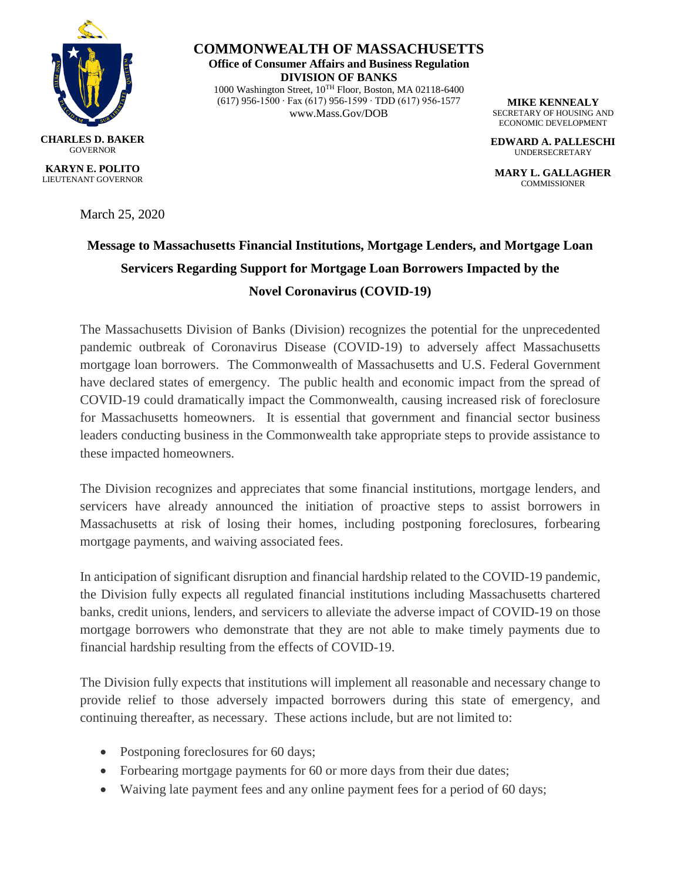**COMMONWEALTH OF MASSACHUSETTS**
**Office of Consumer Affairs and Business Regulation**
**DIVISION OF BANKS**
1000 Washington Street, 10TH Floor, Boston, MA 02118-6400
(617) 956-1500 · Fax (617) 956-1599 · TDD (617) 956-1577
www.Mass.Gov/DOB

**CHARLES D. BAKER**
GOVERNOR

**KARYN E. POLITO**
LIEUTENANT GOVERNOR

**MIKE KENNEALY**
SECRETARY OF HOUSING AND ECONOMIC DEVELOPMENT

**EDWARD A. PALLESCHI**
UNDERSECRETARY

**MARY L. GALLAGHER**
COMMISSIONER

March 25, 2020

# Message to Massachusetts Financial Institutions, Mortgage Lenders, and Mortgage Loan Servicers Regarding Support for Mortgage Loan Borrowers Impacted by the Novel Coronavirus (COVID-19)

The Massachusetts Division of Banks (Division) recognizes the potential for the unprecedented pandemic outbreak of Coronavirus Disease (COVID-19) to adversely affect Massachusetts mortgage loan borrowers. The Commonwealth of Massachusetts and U.S. Federal Government have declared states of emergency. The public health and economic impact from the spread of COVID-19 could dramatically impact the Commonwealth, causing increased risk of foreclosure for Massachusetts homeowners. It is essential that government and financial sector business leaders conducting business in the Commonwealth take appropriate steps to provide assistance to these impacted homeowners.

The Division recognizes and appreciates that some financial institutions, mortgage lenders, and servicers have already announced the initiation of proactive steps to assist borrowers in Massachusetts at risk of losing their homes, including postponing foreclosures, forbearing mortgage payments, and waiving associated fees.

In anticipation of significant disruption and financial hardship related to the COVID-19 pandemic, the Division fully expects all regulated financial institutions including Massachusetts chartered banks, credit unions, lenders, and servicers to alleviate the adverse impact of COVID-19 on those mortgage borrowers who demonstrate that they are not able to make timely payments due to financial hardship resulting from the effects of COVID-19.

The Division fully expects that institutions will implement all reasonable and necessary change to provide relief to those adversely impacted borrowers during this state of emergency, and continuing thereafter, as necessary. These actions include, but are not limited to:

- Postponing foreclosures for 60 days;
- Forbearing mortgage payments for 60 or more days from their due dates;
- Waiving late payment fees and any online payment fees for a period of 60 days;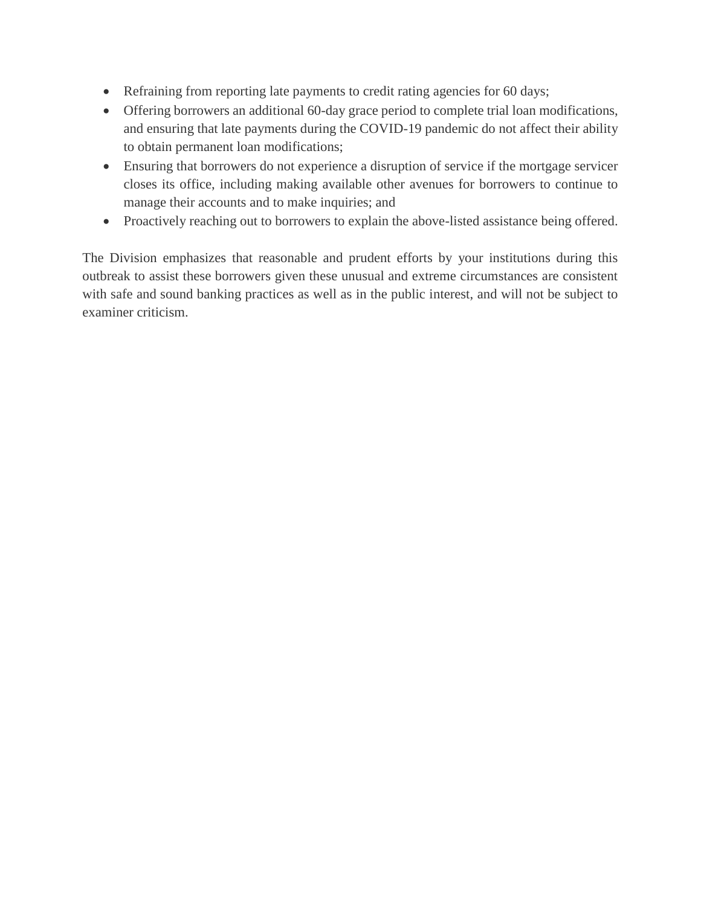- Refraining from reporting late payments to credit rating agencies for 60 days;
- Offering borrowers an additional 60-day grace period to complete trial loan modifications, and ensuring that late payments during the COVID-19 pandemic do not affect their ability to obtain permanent loan modifications;
- Ensuring that borrowers do not experience a disruption of service if the mortgage servicer closes its office, including making available other avenues for borrowers to continue to manage their accounts and to make inquiries; and
- Proactively reaching out to borrowers to explain the above-listed assistance being offered.

The Division emphasizes that reasonable and prudent efforts by your institutions during this outbreak to assist these borrowers given these unusual and extreme circumstances are consistent with safe and sound banking practices as well as in the public interest, and will not be subject to examiner criticism.